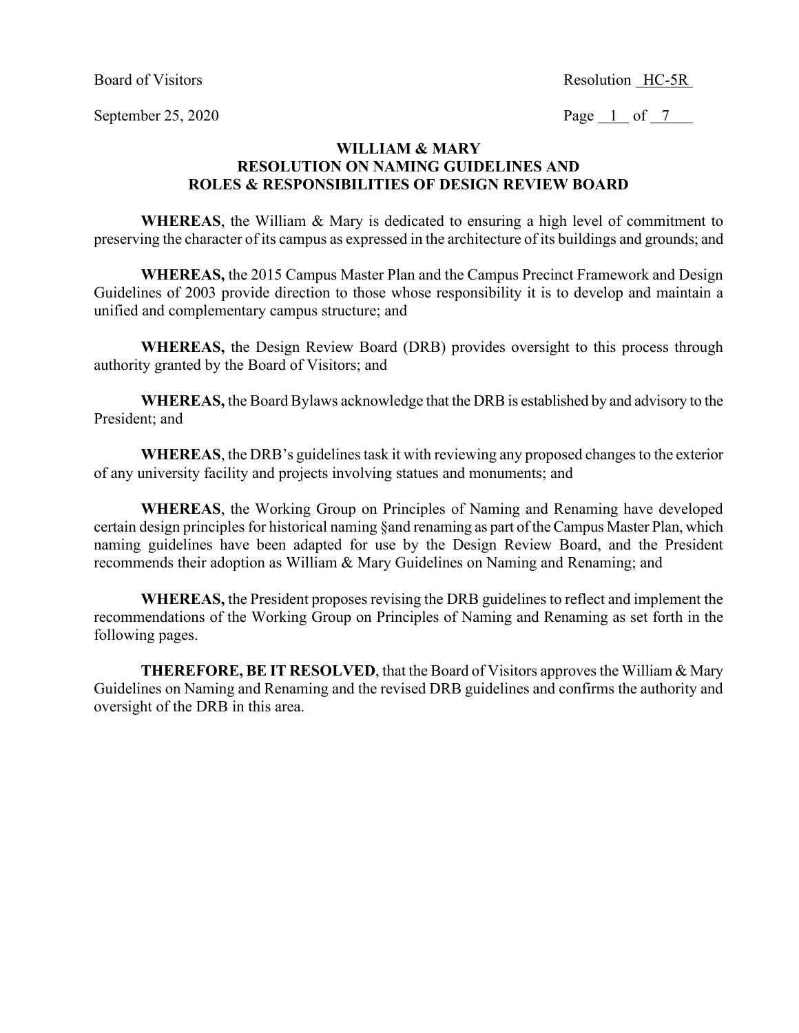Board of Visitors

Resolution HC-5R

September 25, 2020

# WILLIAM & MARY
## RESOLUTION ON NAMING GUIDELINES AND ROLES & RESPONSIBILITIES OF DESIGN REVIEW BOARD

**WHEREAS**, the William & Mary is dedicated to ensuring a high level of commitment to preserving the character of its campus as expressed in the architecture of its buildings and grounds; and

**WHEREAS,** the 2015 Campus Master Plan and the Campus Precinct Framework and Design Guidelines of 2003 provide direction to those whose responsibility it is to develop and maintain a unified and complementary campus structure; and

**WHEREAS,** the Design Review Board (DRB) provides oversight to this process through authority granted by the Board of Visitors; and

**WHEREAS,** the Board Bylaws acknowledge that the DRB is established by and advisory to the President; and

**WHEREAS**, the DRB's guidelines task it with reviewing any proposed changes to the exterior of any university facility and projects involving statues and monuments; and

**WHEREAS**, the Working Group on Principles of Naming and Renaming have developed certain design principles for historical naming §and renaming as part of the Campus Master Plan, which naming guidelines have been adapted for use by the Design Review Board, and the President recommends their adoption as William & Mary Guidelines on Naming and Renaming; and

**WHEREAS,** the President proposes revising the DRB guidelines to reflect and implement the recommendations of the Working Group on Principles of Naming and Renaming as set forth in the following pages.

**THEREFORE, BE IT RESOLVED**, that the Board of Visitors approves the William & Mary Guidelines on Naming and Renaming and the revised DRB guidelines and confirms the authority and oversight of the DRB in this area.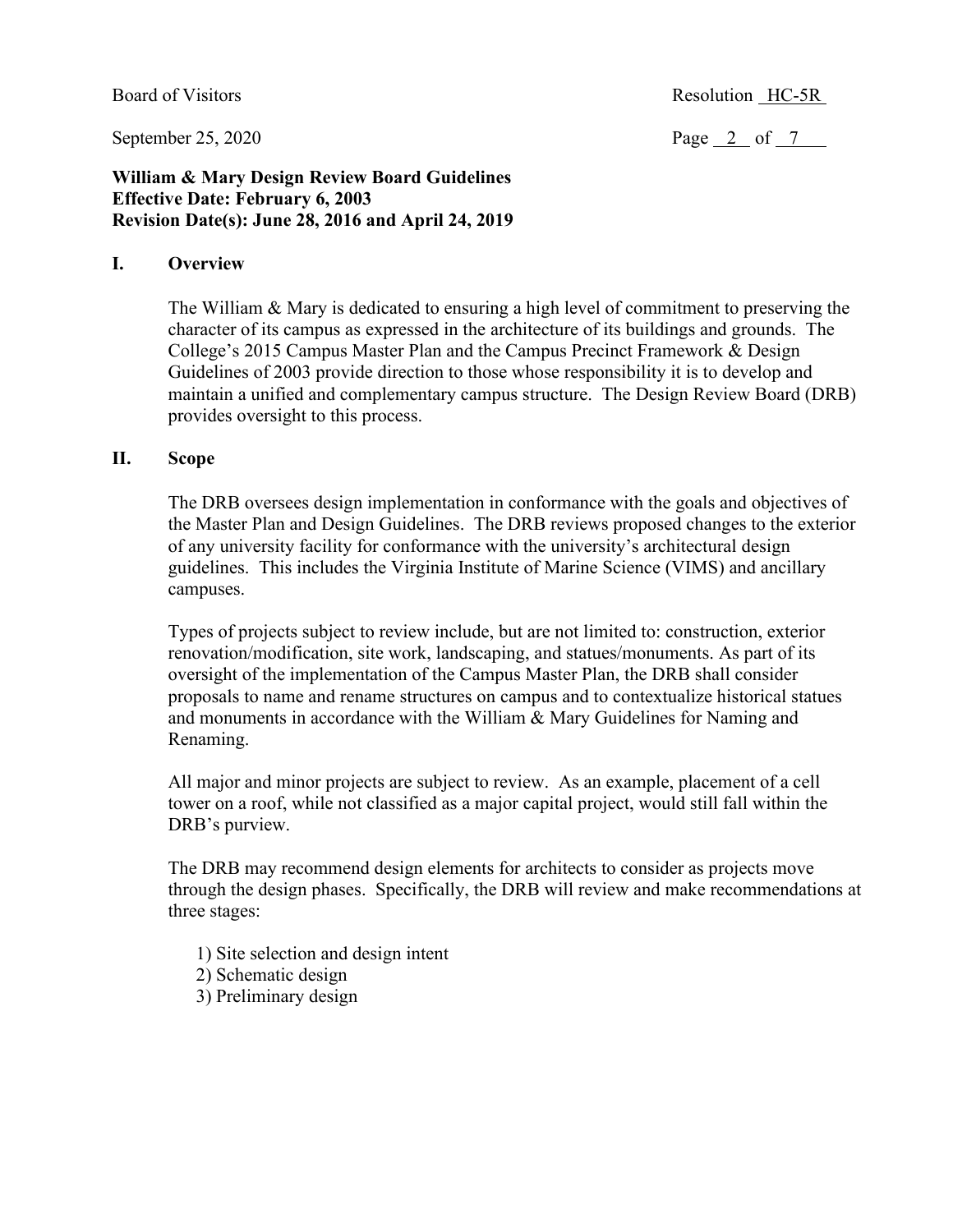**William & Mary Design Review Board Guidelines**
**Effective Date: February 6, 2003**
**Revision Date(s): June 28, 2016 and April 24, 2019**

## I. Overview

The William & Mary is dedicated to ensuring a high level of commitment to preserving the character of its campus as expressed in the architecture of its buildings and grounds. The College's 2015 Campus Master Plan and the Campus Precinct Framework & Design Guidelines of 2003 provide direction to those whose responsibility it is to develop and maintain a unified and complementary campus structure. The Design Review Board (DRB) provides oversight to this process.

## II. Scope

The DRB oversees design implementation in conformance with the goals and objectives of the Master Plan and Design Guidelines. The DRB reviews proposed changes to the exterior of any university facility for conformance with the university's architectural design guidelines. This includes the Virginia Institute of Marine Science (VIMS) and ancillary campuses.

Types of projects subject to review include, but are not limited to: construction, exterior renovation/modification, site work, landscaping, and statues/monuments. As part of its oversight of the implementation of the Campus Master Plan, the DRB shall consider proposals to name and rename structures on campus and to contextualize historical statues and monuments in accordance with the William & Mary Guidelines for Naming and Renaming.

All major and minor projects are subject to review. As an example, placement of a cell tower on a roof, while not classified as a major capital project, would still fall within the DRB's purview.

The DRB may recommend design elements for architects to consider as projects move through the design phases. Specifically, the DRB will review and make recommendations at three stages:

1) Site selection and design intent
2) Schematic design
3) Preliminary design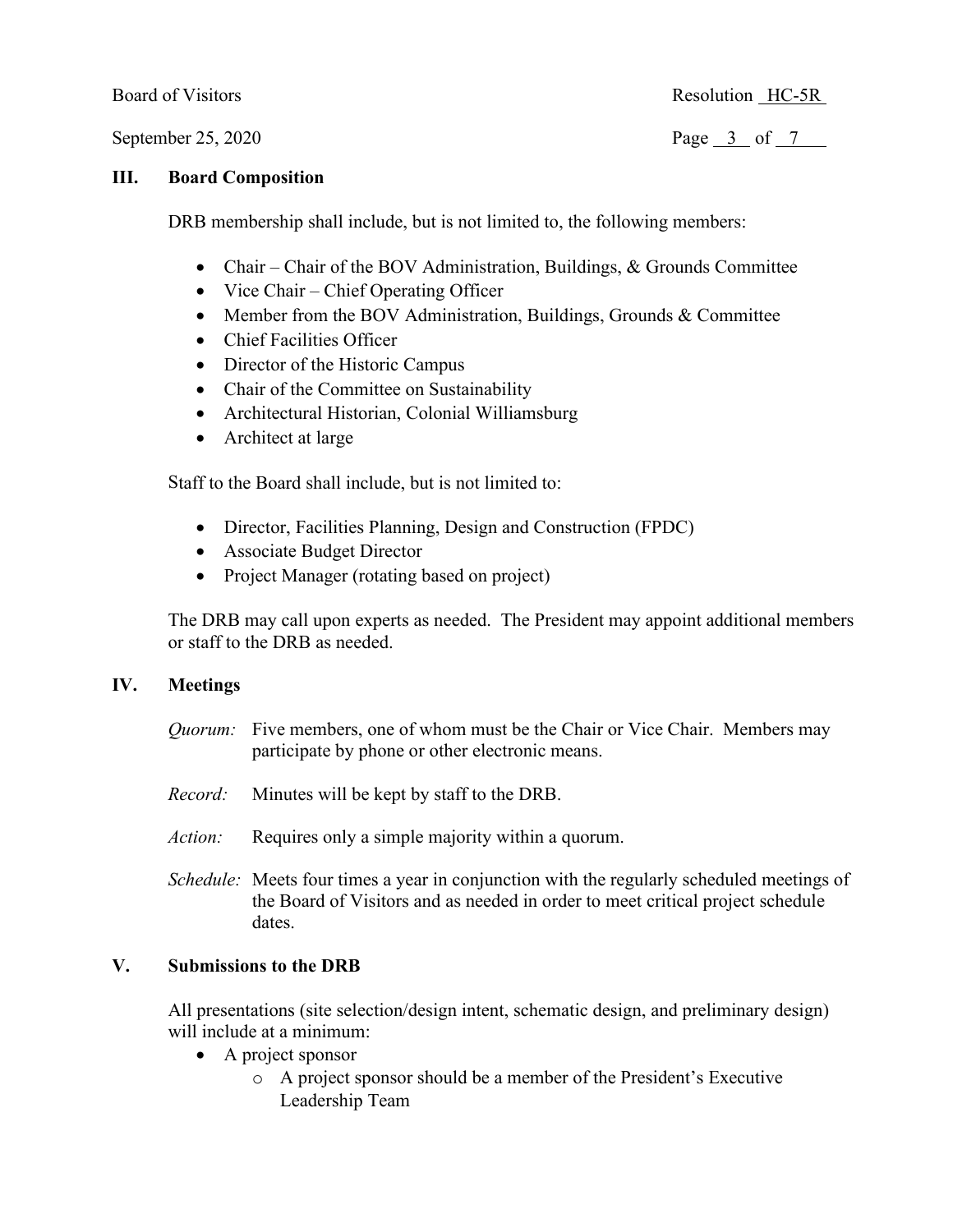## III. Board Composition

DRB membership shall include, but is not limited to, the following members:

- Chair – Chair of the BOV Administration, Buildings, & Grounds Committee
- Vice Chair – Chief Operating Officer
- Member from the BOV Administration, Buildings, Grounds & Committee
- Chief Facilities Officer
- Director of the Historic Campus
- Chair of the Committee on Sustainability
- Architectural Historian, Colonial Williamsburg
- Architect at large

Staff to the Board shall include, but is not limited to:

- Director, Facilities Planning, Design and Construction (FPDC)
- Associate Budget Director
- Project Manager (rotating based on project)

The DRB may call upon experts as needed. The President may appoint additional members or staff to the DRB as needed.

## IV. Meetings

*Quorum:* Five members, one of whom must be the Chair or Vice Chair. Members may participate by phone or other electronic means.

*Record:* Minutes will be kept by staff to the DRB.

*Action:* Requires only a simple majority within a quorum.

*Schedule:* Meets four times a year in conjunction with the regularly scheduled meetings of the Board of Visitors and as needed in order to meet critical project schedule dates.

## V. Submissions to the DRB

All presentations (site selection/design intent, schematic design, and preliminary design) will include at a minimum:

- A project sponsor
  - A project sponsor should be a member of the President's Executive Leadership Team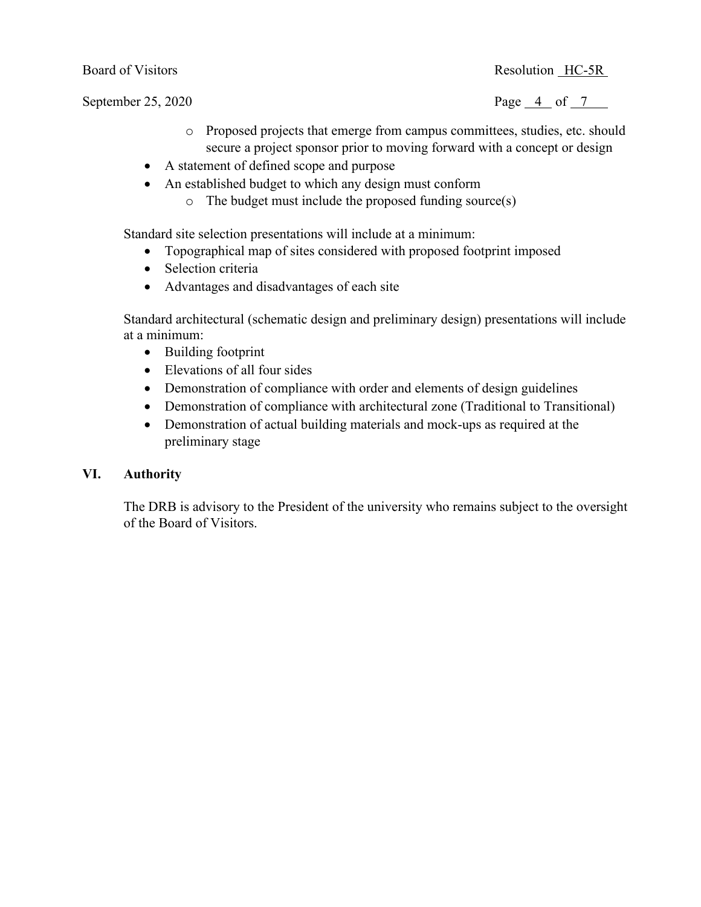- Proposed projects that emerge from campus committees, studies, etc. should secure a project sponsor prior to moving forward with a concept or design
- A statement of defined scope and purpose
- An established budget to which any design must conform
  - The budget must include the proposed funding source(s)

Standard site selection presentations will include at a minimum:

- Topographical map of sites considered with proposed footprint imposed
- Selection criteria
- Advantages and disadvantages of each site

Standard architectural (schematic design and preliminary design) presentations will include at a minimum:

- Building footprint
- Elevations of all four sides
- Demonstration of compliance with order and elements of design guidelines
- Demonstration of compliance with architectural zone (Traditional to Transitional)
- Demonstration of actual building materials and mock-ups as required at the preliminary stage

## VI. Authority

The DRB is advisory to the President of the university who remains subject to the oversight of the Board of Visitors.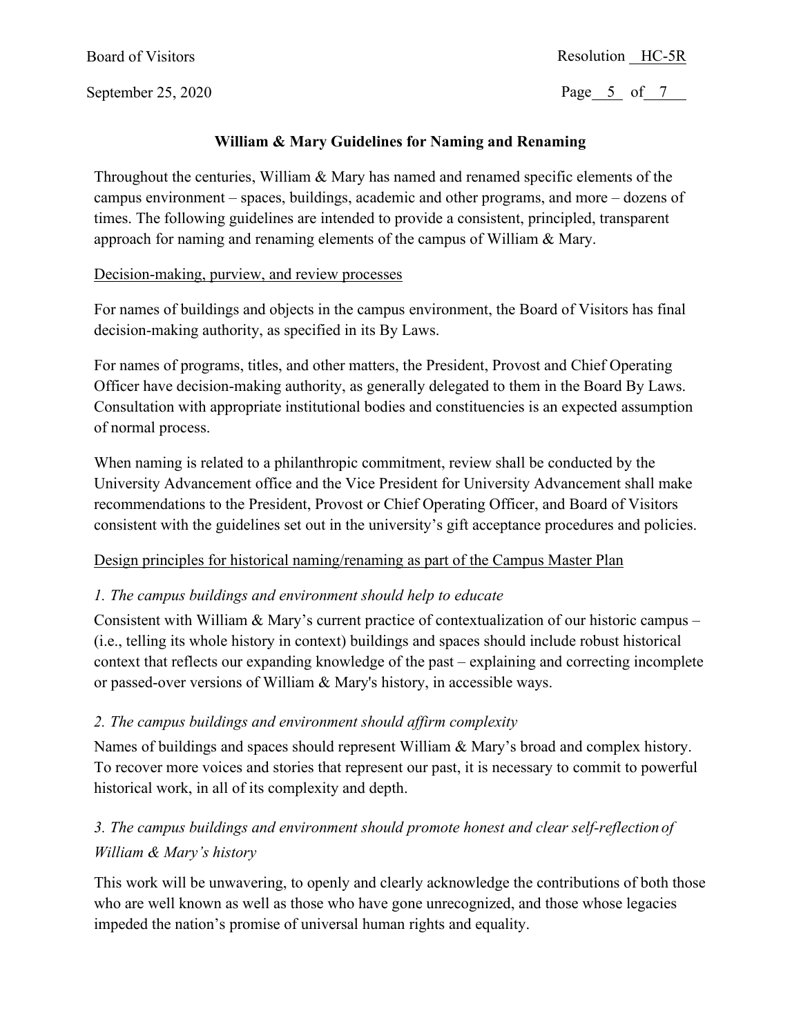## William & Mary Guidelines for Naming and Renaming

Throughout the centuries, William & Mary has named and renamed specific elements of the campus environment – spaces, buildings, academic and other programs, and more – dozens of times. The following guidelines are intended to provide a consistent, principled, transparent approach for naming and renaming elements of the campus of William & Mary.

### Decision-making, purview, and review processes

For names of buildings and objects in the campus environment, the Board of Visitors has final decision-making authority, as specified in its By Laws.

For names of programs, titles, and other matters, the President, Provost and Chief Operating Officer have decision-making authority, as generally delegated to them in the Board By Laws. Consultation with appropriate institutional bodies and constituencies is an expected assumption of normal process.

When naming is related to a philanthropic commitment, review shall be conducted by the University Advancement office and the Vice President for University Advancement shall make recommendations to the President, Provost or Chief Operating Officer, and Board of Visitors consistent with the guidelines set out in the university's gift acceptance procedures and policies.

### Design principles for historical naming/renaming as part of the Campus Master Plan

*1. The campus buildings and environment should help to educate*

Consistent with William & Mary's current practice of contextualization of our historic campus – (i.e., telling its whole history in context) buildings and spaces should include robust historical context that reflects our expanding knowledge of the past – explaining and correcting incomplete or passed-over versions of William & Mary's history, in accessible ways.

*2. The campus buildings and environment should affirm complexity*

Names of buildings and spaces should represent William & Mary's broad and complex history. To recover more voices and stories that represent our past, it is necessary to commit to powerful historical work, in all of its complexity and depth.

*3. The campus buildings and environment should promote honest and clear self-reflection of William & Mary's history*

This work will be unwavering, to openly and clearly acknowledge the contributions of both those who are well known as well as those who have gone unrecognized, and those whose legacies impeded the nation's promise of universal human rights and equality.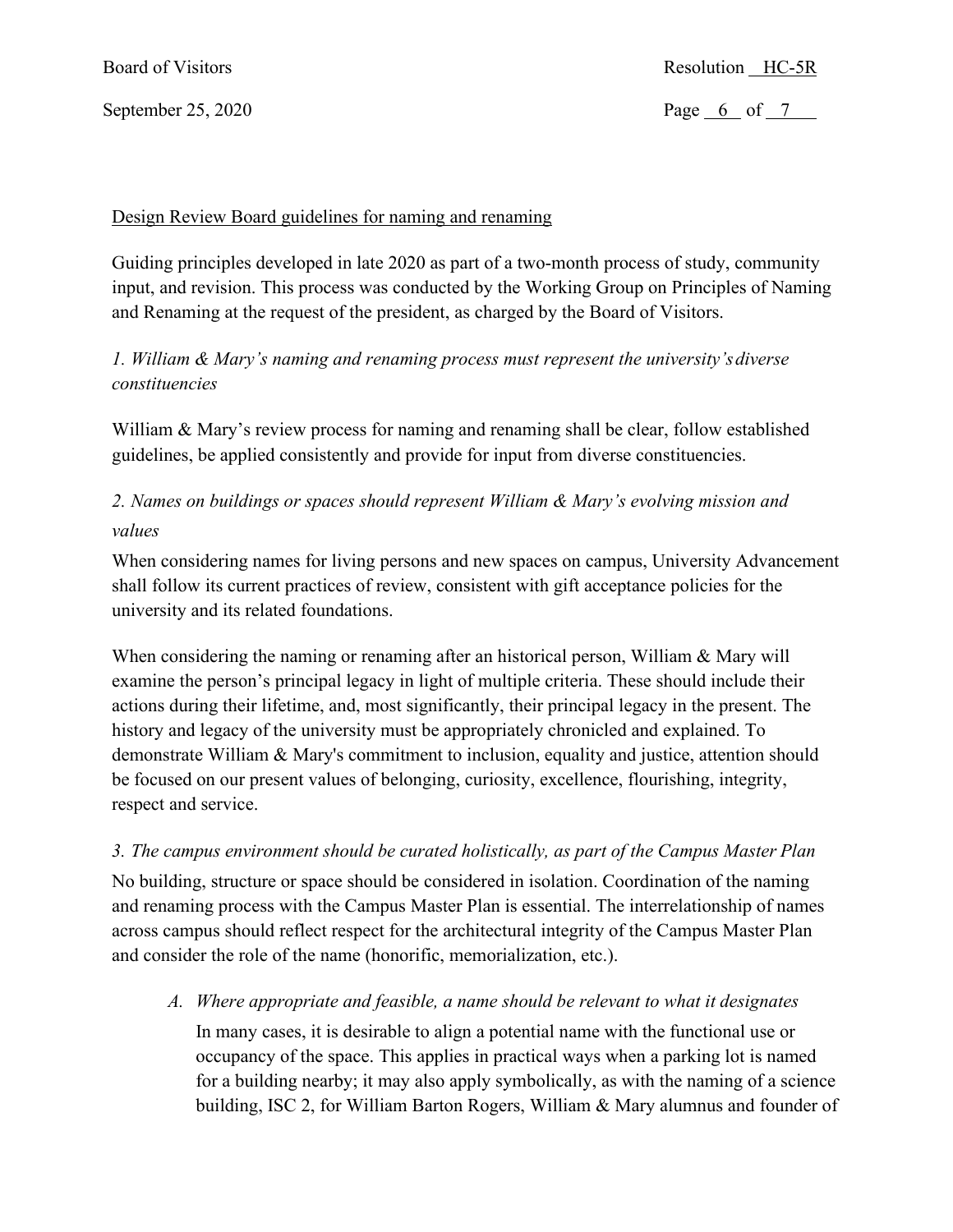<u>Design Review Board guidelines for naming and renaming</u>

Guiding principles developed in late 2020 as part of a two-month process of study, community input, and revision. This process was conducted by the Working Group on Principles of Naming and Renaming at the request of the president, as charged by the Board of Visitors.

*1. William & Mary's naming and renaming process must represent the university's diverse constituencies*

William & Mary's review process for naming and renaming shall be clear, follow established guidelines, be applied consistently and provide for input from diverse constituencies.

*2. Names on buildings or spaces should represent William & Mary's evolving mission and values*

When considering names for living persons and new spaces on campus, University Advancement shall follow its current practices of review, consistent with gift acceptance policies for the university and its related foundations.

When considering the naming or renaming after an historical person, William & Mary will examine the person's principal legacy in light of multiple criteria. These should include their actions during their lifetime, and, most significantly, their principal legacy in the present. The history and legacy of the university must be appropriately chronicled and explained. To demonstrate William & Mary's commitment to inclusion, equality and justice, attention should be focused on our present values of belonging, curiosity, excellence, flourishing, integrity, respect and service.

*3. The campus environment should be curated holistically, as part of the Campus Master Plan*

No building, structure or space should be considered in isolation. Coordination of the naming and renaming process with the Campus Master Plan is essential. The interrelationship of names across campus should reflect respect for the architectural integrity of the Campus Master Plan and consider the role of the name (honorific, memorialization, etc.).

A. *Where appropriate and feasible, a name should be relevant to what it designates*

   In many cases, it is desirable to align a potential name with the functional use or occupancy of the space. This applies in practical ways when a parking lot is named for a building nearby; it may also apply symbolically, as with the naming of a science building, ISC 2, for William Barton Rogers, William & Mary alumnus and founder of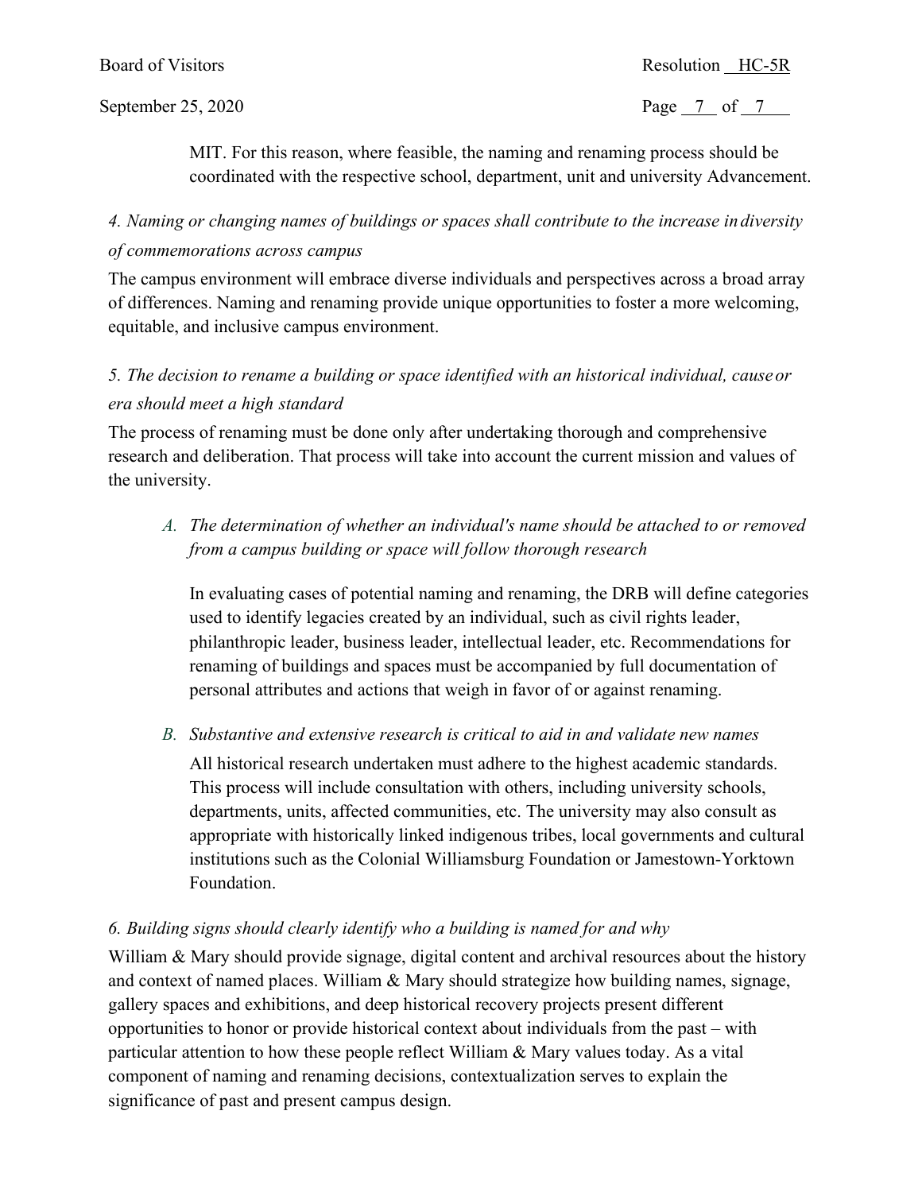MIT. For this reason, where feasible, the naming and renaming process should be coordinated with the respective school, department, unit and university Advancement.

*4. Naming or changing names of buildings or spaces shall contribute to the increase in diversity of commemorations across campus*

The campus environment will embrace diverse individuals and perspectives across a broad array of differences. Naming and renaming provide unique opportunities to foster a more welcoming, equitable, and inclusive campus environment.

*5. The decision to rename a building or space identified with an historical individual, cause or era should meet a high standard*

The process of renaming must be done only after undertaking thorough and comprehensive research and deliberation. That process will take into account the current mission and values of the university.

*A. The determination of whether an individual's name should be attached to or removed from a campus building or space will follow thorough research*

In evaluating cases of potential naming and renaming, the DRB will define categories used to identify legacies created by an individual, such as civil rights leader, philanthropic leader, business leader, intellectual leader, etc. Recommendations for renaming of buildings and spaces must be accompanied by full documentation of personal attributes and actions that weigh in favor of or against renaming.

*B. Substantive and extensive research is critical to aid in and validate new names*

All historical research undertaken must adhere to the highest academic standards. This process will include consultation with others, including university schools, departments, units, affected communities, etc. The university may also consult as appropriate with historically linked indigenous tribes, local governments and cultural institutions such as the Colonial Williamsburg Foundation or Jamestown-Yorktown Foundation.

*6. Building signs should clearly identify who a building is named for and why*

William & Mary should provide signage, digital content and archival resources about the history and context of named places. William & Mary should strategize how building names, signage, gallery spaces and exhibitions, and deep historical recovery projects present different opportunities to honor or provide historical context about individuals from the past – with particular attention to how these people reflect William & Mary values today. As a vital component of naming and renaming decisions, contextualization serves to explain the significance of past and present campus design.